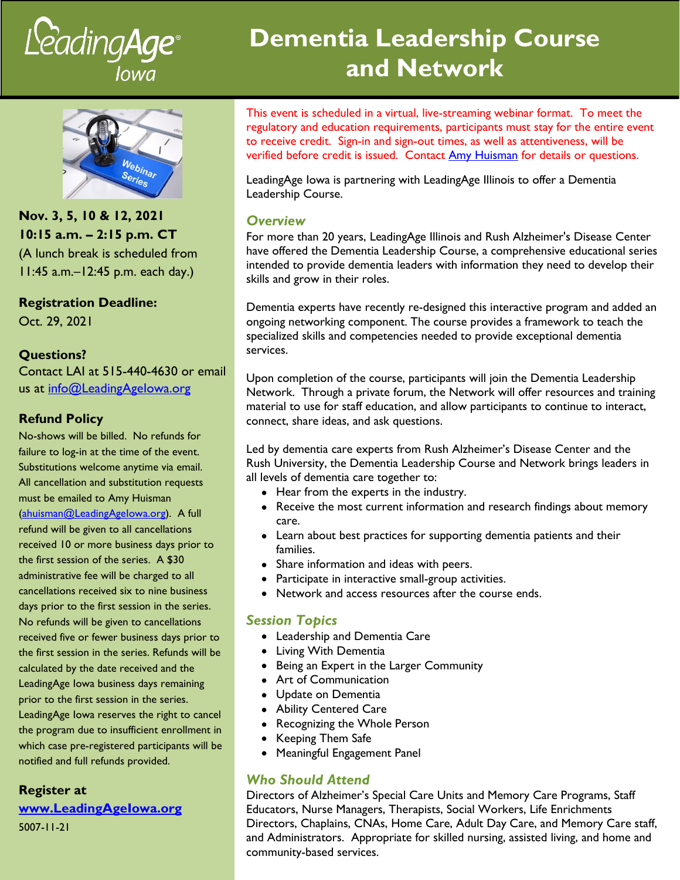# Dementia Leadership Course and Network

LeadingAge Iowa

**Nov. 3, 5, 10 & 12, 2021**
**10:15 a.m. – 2:15 p.m. CT**
(A lunch break is scheduled from 11:45 a.m.–12:45 p.m. each day.)

**Registration Deadline:**
Oct. 29, 2021

**Questions?**
Contact LAI at 515-440-4630 or email us at info@LeadingAgeIowa.org

**Refund Policy**

No-shows will be billed. No refunds for failure to log-in at the time of the event. Substitutions welcome anytime via email. All cancellation and substitution requests must be emailed to Amy Huisman (ahuisman@LeadingAgeIowa.org). A full refund will be given to all cancellations received 10 or more business days prior to the first session of the series. A $30 administrative fee will be charged to all cancellations received six to nine business days prior to the first session in the series. No refunds will be given to cancellations received five or fewer business days prior to the first session in the series. Refunds will be calculated by the date received and the LeadingAge Iowa business days remaining prior to the first session in the series. LeadingAge Iowa reserves the right to cancel the program due to insufficient enrollment in which case pre-registered participants will be notified and full refunds provided.

**Register at**
**www.LeadingAgeIowa.org**

5007-11-21

This event is scheduled in a virtual, live-streaming webinar format. To meet the regulatory and education requirements, participants must stay for the entire event to receive credit. Sign-in and sign-out times, as well as attentiveness, will be verified before credit is issued. Contact Amy Huisman for details or questions.

LeadingAge Iowa is partnering with LeadingAge Illinois to offer a Dementia Leadership Course.

## *Overview*

For more than 20 years, LeadingAge Illinois and Rush Alzheimer's Disease Center have offered the Dementia Leadership Course, a comprehensive educational series intended to provide dementia leaders with information they need to develop their skills and grow in their roles.

Dementia experts have recently re-designed this interactive program and added an ongoing networking component. The course provides a framework to teach the specialized skills and competencies needed to provide exceptional dementia services.

Upon completion of the course, participants will join the Dementia Leadership Network. Through a private forum, the Network will offer resources and training material to use for staff education, and allow participants to continue to interact, connect, share ideas, and ask questions.

Led by dementia care experts from Rush Alzheimer's Disease Center and the Rush University, the Dementia Leadership Course and Network brings leaders in all levels of dementia care together to:

- Hear from the experts in the industry.
- Receive the most current information and research findings about memory care.
- Learn about best practices for supporting dementia patients and their families.
- Share information and ideas with peers.
- Participate in interactive small-group activities.
- Network and access resources after the course ends.

## *Session Topics*

- Leadership and Dementia Care
- Living With Dementia
- Being an Expert in the Larger Community
- Art of Communication
- Update on Dementia
- Ability Centered Care
- Recognizing the Whole Person
- Keeping Them Safe
- Meaningful Engagement Panel

## *Who Should Attend*

Directors of Alzheimer's Special Care Units and Memory Care Programs, Staff Educators, Nurse Managers, Therapists, Social Workers, Life Enrichments Directors, Chaplains, CNAs, Home Care, Adult Day Care, and Memory Care staff, and Administrators. Appropriate for skilled nursing, assisted living, and home and community-based services.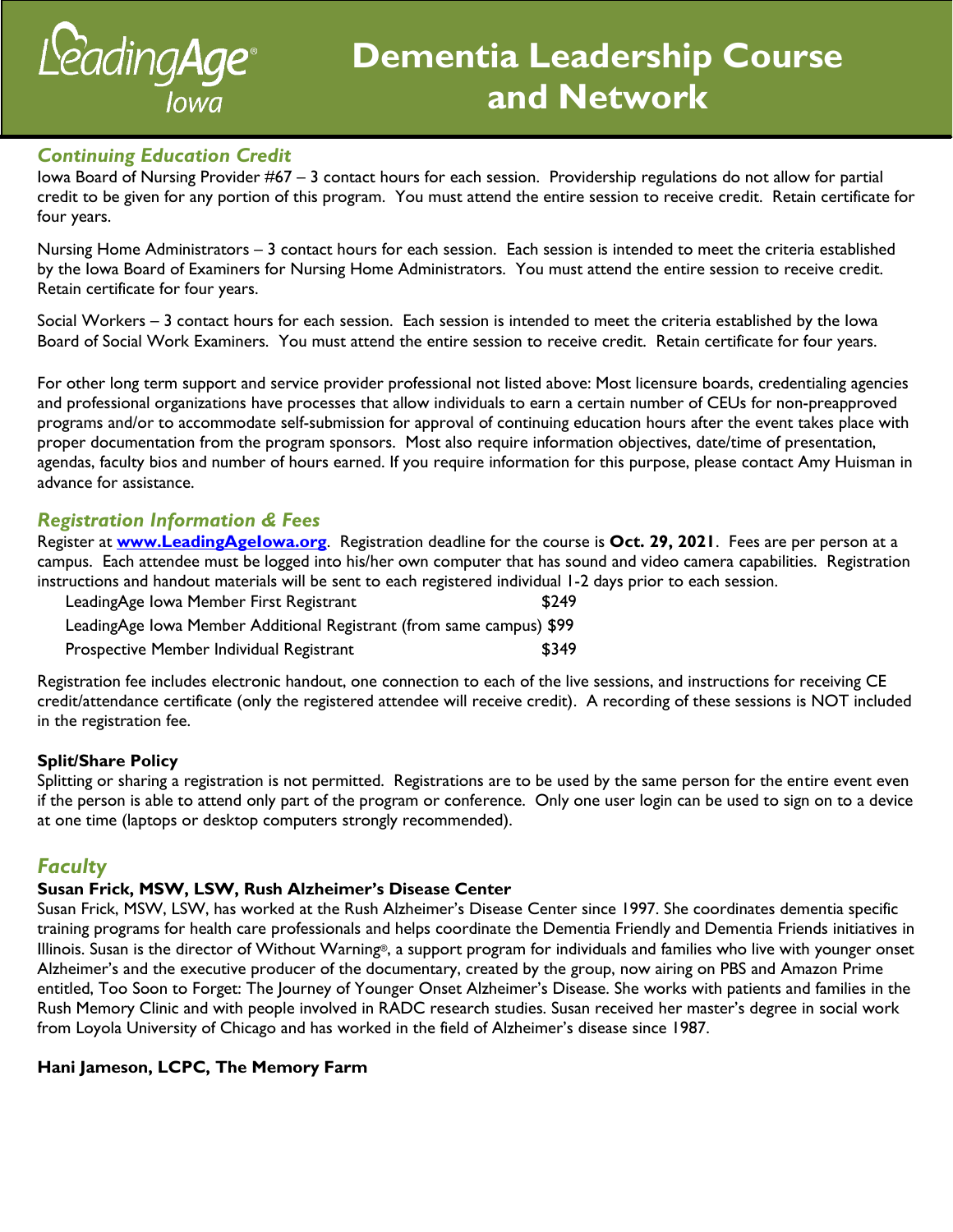# Dementia Leadership Course and Network

LeadingAge® Iowa

## *Continuing Education Credit*

Iowa Board of Nursing Provider #67 – 3 contact hours for each session. Providership regulations do not allow for partial credit to be given for any portion of this program. You must attend the entire session to receive credit. Retain certificate for four years.

Nursing Home Administrators – 3 contact hours for each session. Each session is intended to meet the criteria established by the Iowa Board of Examiners for Nursing Home Administrators. You must attend the entire session to receive credit. Retain certificate for four years.

Social Workers – 3 contact hours for each session. Each session is intended to meet the criteria established by the Iowa Board of Social Work Examiners. You must attend the entire session to receive credit. Retain certificate for four years.

For other long term support and service provider professional not listed above: Most licensure boards, credentialing agencies and professional organizations have processes that allow individuals to earn a certain number of CEUs for non-preapproved programs and/or to accommodate self-submission for approval of continuing education hours after the event takes place with proper documentation from the program sponsors. Most also require information objectives, date/time of presentation, agendas, faculty bios and number of hours earned. If you require information for this purpose, please contact Amy Huisman in advance for assistance.

## *Registration Information & Fees*

Register at **[www.LeadingAgeIowa.org](http://www.LeadingAgeIowa.org)**. Registration deadline for the course is **Oct. 29, 2021**. Fees are per person at a campus. Each attendee must be logged into his/her own computer that has sound and video camera capabilities. Registration instructions and handout materials will be sent to each registered individual 1-2 days prior to each session.

| | |
|---|---|
| LeadingAge Iowa Member First Registrant | $249 |
| LeadingAge Iowa Member Additional Registrant (from same campus) | $99 |
| Prospective Member Individual Registrant | $349 |

Registration fee includes electronic handout, one connection to each of the live sessions, and instructions for receiving CE credit/attendance certificate (only the registered attendee will receive credit). A recording of these sessions is NOT included in the registration fee.

**Split/Share Policy**

Splitting or sharing a registration is not permitted. Registrations are to be used by the same person for the entire event even if the person is able to attend only part of the program or conference. Only one user login can be used to sign on to a device at one time (laptops or desktop computers strongly recommended).

## *Faculty*

**Susan Frick, MSW, LSW, Rush Alzheimer's Disease Center**

Susan Frick, MSW, LSW, has worked at the Rush Alzheimer's Disease Center since 1997. She coordinates dementia specific training programs for health care professionals and helps coordinate the Dementia Friendly and Dementia Friends initiatives in Illinois. Susan is the director of Without Warning®, a support program for individuals and families who live with younger onset Alzheimer's and the executive producer of the documentary, created by the group, now airing on PBS and Amazon Prime entitled, Too Soon to Forget: The Journey of Younger Onset Alzheimer's Disease. She works with patients and families in the Rush Memory Clinic and with people involved in RADC research studies. Susan received her master's degree in social work from Loyola University of Chicago and has worked in the field of Alzheimer's disease since 1987.

**Hani Jameson, LCPC, The Memory Farm**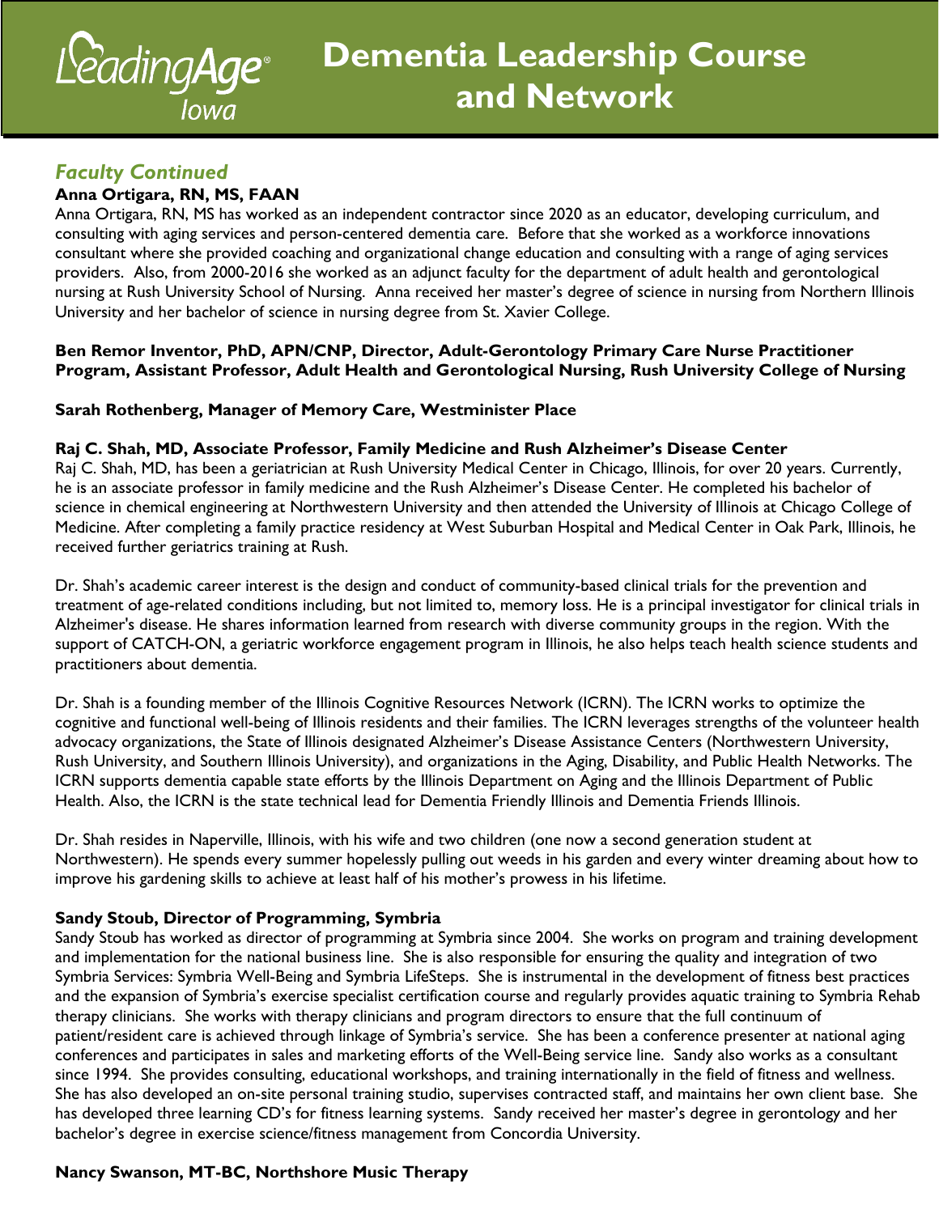# Dementia Leadership Course and Network

## *Faculty Continued*

**Anna Ortigara, RN, MS, FAAN**

Anna Ortigara, RN, MS has worked as an independent contractor since 2020 as an educator, developing curriculum, and consulting with aging services and person-centered dementia care. Before that she worked as a workforce innovations consultant where she provided coaching and organizational change education and consulting with a range of aging services providers. Also, from 2000-2016 she worked as an adjunct faculty for the department of adult health and gerontological nursing at Rush University School of Nursing. Anna received her master's degree of science in nursing from Northern Illinois University and her bachelor of science in nursing degree from St. Xavier College.

**Ben Remor Inventor, PhD, APN/CNP, Director, Adult-Gerontology Primary Care Nurse Practitioner Program, Assistant Professor, Adult Health and Gerontological Nursing, Rush University College of Nursing**

**Sarah Rothenberg, Manager of Memory Care, Westminister Place**

**Raj C. Shah, MD, Associate Professor, Family Medicine and Rush Alzheimer's Disease Center**

Raj C. Shah, MD, has been a geriatrician at Rush University Medical Center in Chicago, Illinois, for over 20 years. Currently, he is an associate professor in family medicine and the Rush Alzheimer's Disease Center. He completed his bachelor of science in chemical engineering at Northwestern University and then attended the University of Illinois at Chicago College of Medicine. After completing a family practice residency at West Suburban Hospital and Medical Center in Oak Park, Illinois, he received further geriatrics training at Rush.

Dr. Shah's academic career interest is the design and conduct of community-based clinical trials for the prevention and treatment of age-related conditions including, but not limited to, memory loss. He is a principal investigator for clinical trials in Alzheimer's disease. He shares information learned from research with diverse community groups in the region. With the support of CATCH-ON, a geriatric workforce engagement program in Illinois, he also helps teach health science students and practitioners about dementia.

Dr. Shah is a founding member of the Illinois Cognitive Resources Network (ICRN). The ICRN works to optimize the cognitive and functional well-being of Illinois residents and their families. The ICRN leverages strengths of the volunteer health advocacy organizations, the State of Illinois designated Alzheimer's Disease Assistance Centers (Northwestern University, Rush University, and Southern Illinois University), and organizations in the Aging, Disability, and Public Health Networks. The ICRN supports dementia capable state efforts by the Illinois Department on Aging and the Illinois Department of Public Health. Also, the ICRN is the state technical lead for Dementia Friendly Illinois and Dementia Friends Illinois.

Dr. Shah resides in Naperville, Illinois, with his wife and two children (one now a second generation student at Northwestern). He spends every summer hopelessly pulling out weeds in his garden and every winter dreaming about how to improve his gardening skills to achieve at least half of his mother's prowess in his lifetime.

**Sandy Stoub, Director of Programming, Symbria**

Sandy Stoub has worked as director of programming at Symbria since 2004. She works on program and training development and implementation for the national business line. She is also responsible for ensuring the quality and integration of two Symbria Services: Symbria Well-Being and Symbria LifeSteps. She is instrumental in the development of fitness best practices and the expansion of Symbria's exercise specialist certification course and regularly provides aquatic training to Symbria Rehab therapy clinicians. She works with therapy clinicians and program directors to ensure that the full continuum of patient/resident care is achieved through linkage of Symbria's service. She has been a conference presenter at national aging conferences and participates in sales and marketing efforts of the Well-Being service line. Sandy also works as a consultant since 1994. She provides consulting, educational workshops, and training internationally in the field of fitness and wellness. She has also developed an on-site personal training studio, supervises contracted staff, and maintains her own client base. She has developed three learning CD's for fitness learning systems. Sandy received her master's degree in gerontology and her bachelor's degree in exercise science/fitness management from Concordia University.

**Nancy Swanson, MT-BC, Northshore Music Therapy**